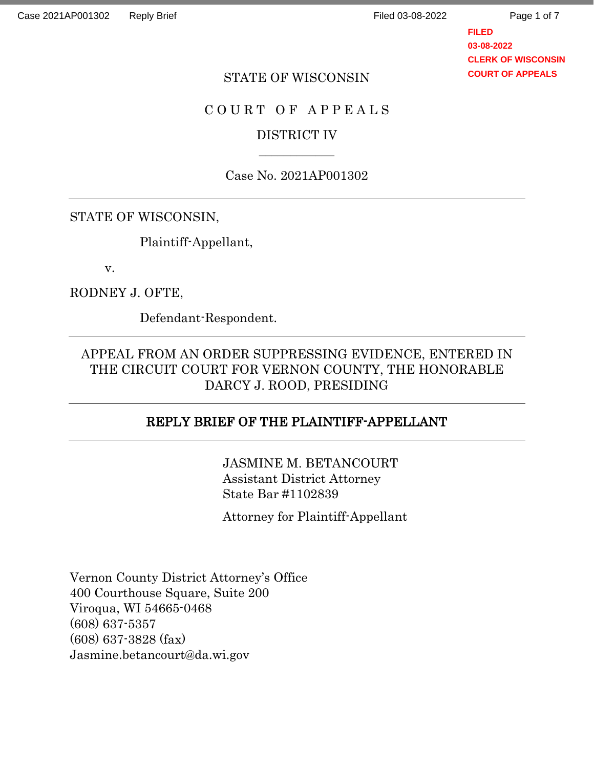STATE OF WISCONSIN

COURT OF APPEALS

DISTRICT IV

Case No. 2021AP001302

---

STATE OF WISCONSIN,

Plaintiff-Appellant,

v.

RODNEY J. OFTE,

Defendant-Respondent.

---

APPEAL FROM AN ORDER SUPPRESSING EVIDENCE, ENTERED IN THE CIRCUIT COURT FOR VERNON COUNTY, THE HONORABLE DARCY J. ROOD, PRESIDING

---

## REPLY BRIEF OF THE PLAINTIFF-APPELLANT

---

JASMINE M. BETANCOURT
Assistant District Attorney
State Bar #1102839

Attorney for Plaintiff-Appellant

Vernon County District Attorney's Office
400 Courthouse Square, Suite 200
Viroqua, WI 54665-0468
(608) 637-5357
(608) 637-3828 (fax)
Jasmine.betancourt@da.wi.gov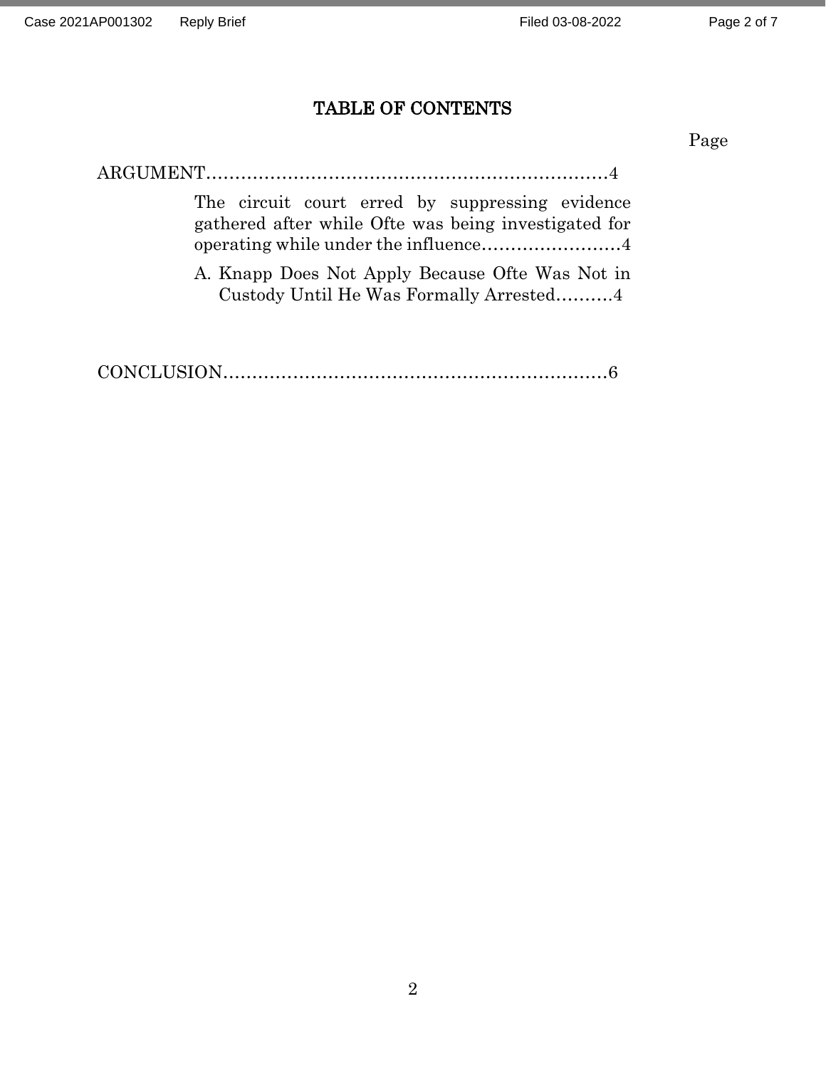# TABLE OF CONTENTS

Page

ARGUMENT........................................................................4

The circuit court erred by suppressing evidence gathered after while Ofte was being investigated for operating while under the influence...........................4

A. Knapp Does Not Apply Because Ofte Was Not in Custody Until He Was Formally Arrested..........4

CONCLUSION.....................................................................6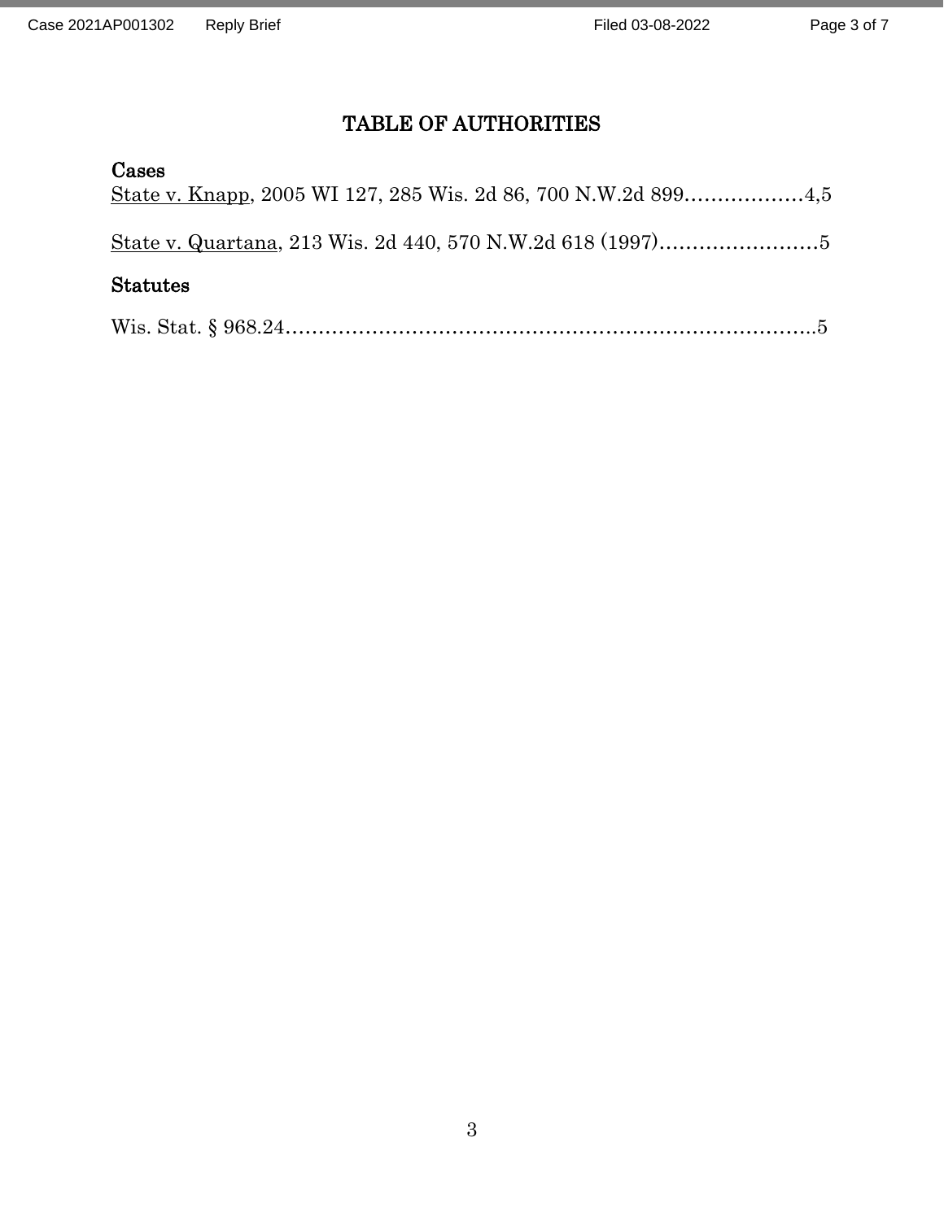# TABLE OF AUTHORITIES

**Cases**

State v. Knapp, 2005 WI 127, 285 Wis. 2d 86, 700 N.W.2d 899………………4,5

State v. Quartana, 213 Wis. 2d 440, 570 N.W.2d 618 (1997)……………………5

**Statutes**

Wis. Stat. § 968.24……………………………………………………………………..5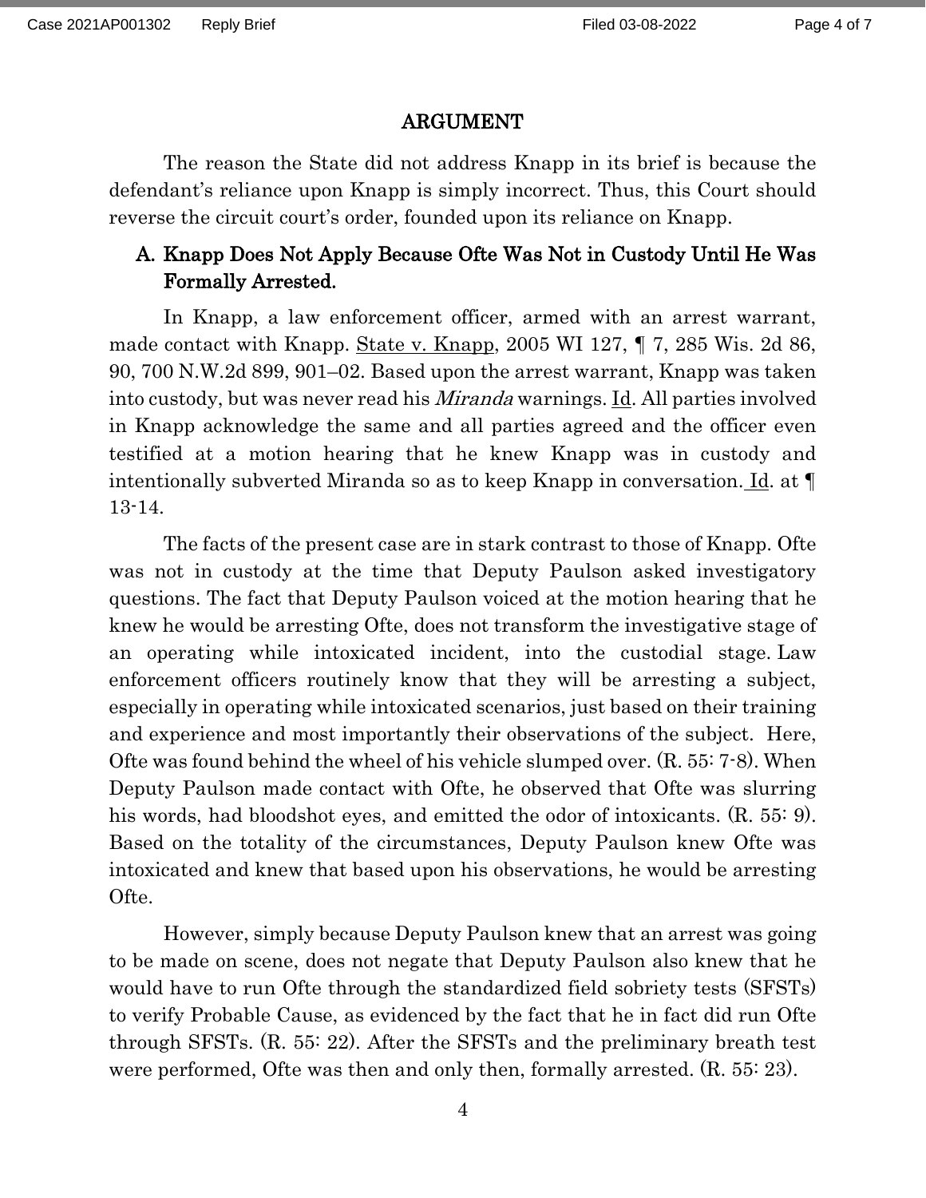## ARGUMENT

The reason the State did not address Knapp in its brief is because the defendant's reliance upon Knapp is simply incorrect. Thus, this Court should reverse the circuit court's order, founded upon its reliance on Knapp.

### A. Knapp Does Not Apply Because Ofte Was Not in Custody Until He Was Formally Arrested.

In Knapp, a law enforcement officer, armed with an arrest warrant, made contact with Knapp. State v. Knapp, 2005 WI 127, ¶ 7, 285 Wis. 2d 86, 90, 700 N.W.2d 899, 901–02. Based upon the arrest warrant, Knapp was taken into custody, but was never read his *Miranda* warnings. Id. All parties involved in Knapp acknowledge the same and all parties agreed and the officer even testified at a motion hearing that he knew Knapp was in custody and intentionally subverted Miranda so as to keep Knapp in conversation. Id. at ¶ 13-14.

The facts of the present case are in stark contrast to those of Knapp. Ofte was not in custody at the time that Deputy Paulson asked investigatory questions. The fact that Deputy Paulson voiced at the motion hearing that he knew he would be arresting Ofte, does not transform the investigative stage of an operating while intoxicated incident, into the custodial stage. Law enforcement officers routinely know that they will be arresting a subject, especially in operating while intoxicated scenarios, just based on their training and experience and most importantly their observations of the subject. Here, Ofte was found behind the wheel of his vehicle slumped over. (R. 55: 7-8). When Deputy Paulson made contact with Ofte, he observed that Ofte was slurring his words, had bloodshot eyes, and emitted the odor of intoxicants. (R. 55: 9). Based on the totality of the circumstances, Deputy Paulson knew Ofte was intoxicated and knew that based upon his observations, he would be arresting Ofte.

However, simply because Deputy Paulson knew that an arrest was going to be made on scene, does not negate that Deputy Paulson also knew that he would have to run Ofte through the standardized field sobriety tests (SFSTs) to verify Probable Cause, as evidenced by the fact that he in fact did run Ofte through SFSTs. (R. 55: 22). After the SFSTs and the preliminary breath test were performed, Ofte was then and only then, formally arrested. (R. 55: 23).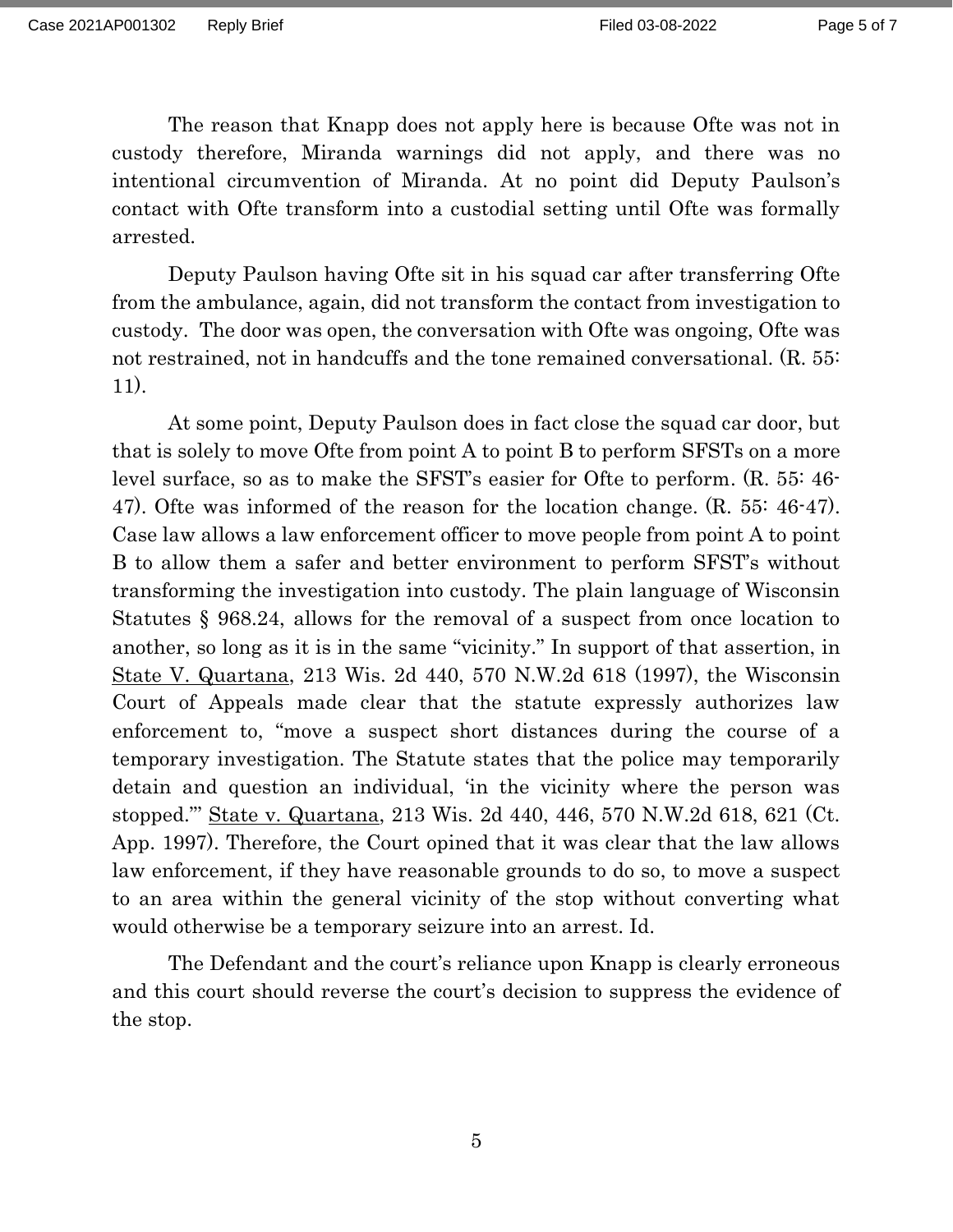The reason that Knapp does not apply here is because Ofte was not in custody therefore, Miranda warnings did not apply, and there was no intentional circumvention of Miranda. At no point did Deputy Paulson's contact with Ofte transform into a custodial setting until Ofte was formally arrested.

Deputy Paulson having Ofte sit in his squad car after transferring Ofte from the ambulance, again, did not transform the contact from investigation to custody. The door was open, the conversation with Ofte was ongoing, Ofte was not restrained, not in handcuffs and the tone remained conversational. (R. 55: 11).

At some point, Deputy Paulson does in fact close the squad car door, but that is solely to move Ofte from point A to point B to perform SFSTs on a more level surface, so as to make the SFST's easier for Ofte to perform. (R. 55: 46-47). Ofte was informed of the reason for the location change. (R. 55: 46-47). Case law allows a law enforcement officer to move people from point A to point B to allow them a safer and better environment to perform SFST's without transforming the investigation into custody. The plain language of Wisconsin Statutes § 968.24, allows for the removal of a suspect from once location to another, so long as it is in the same "vicinity." In support of that assertion, in <u>State V. Quartana</u>, 213 Wis. 2d 440, 570 N.W.2d 618 (1997), the Wisconsin Court of Appeals made clear that the statute expressly authorizes law enforcement to, "move a suspect short distances during the course of a temporary investigation. The Statute states that the police may temporarily detain and question an individual, 'in the vicinity where the person was stopped.'" <u>State v. Quartana</u>, 213 Wis. 2d 440, 446, 570 N.W.2d 618, 621 (Ct. App. 1997). Therefore, the Court opined that it was clear that the law allows law enforcement, if they have reasonable grounds to do so, to move a suspect to an area within the general vicinity of the stop without converting what would otherwise be a temporary seizure into an arrest. Id.

The Defendant and the court's reliance upon Knapp is clearly erroneous and this court should reverse the court's decision to suppress the evidence of the stop.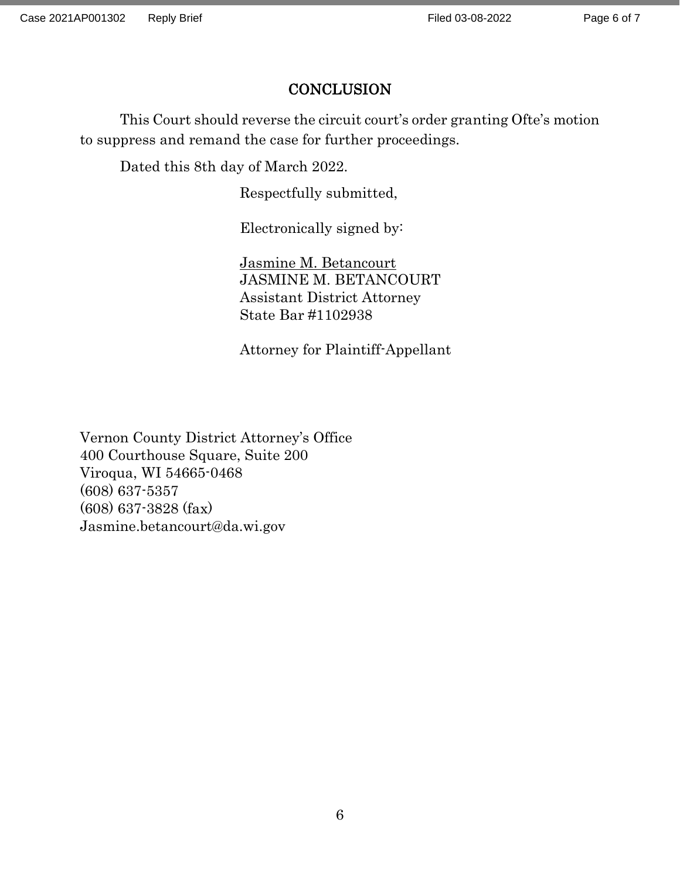## CONCLUSION

This Court should reverse the circuit court's order granting Ofte's motion to suppress and remand the case for further proceedings.

Dated this 8th day of March 2022.

Respectfully submitted,

Electronically signed by:

Jasmine M. Betancourt
JASMINE M. BETANCOURT
Assistant District Attorney
State Bar #1102938

Attorney for Plaintiff-Appellant

Vernon County District Attorney's Office
400 Courthouse Square, Suite 200
Viroqua, WI 54665-0468
(608) 637-5357
(608) 637-3828 (fax)
Jasmine.betancourt@da.wi.gov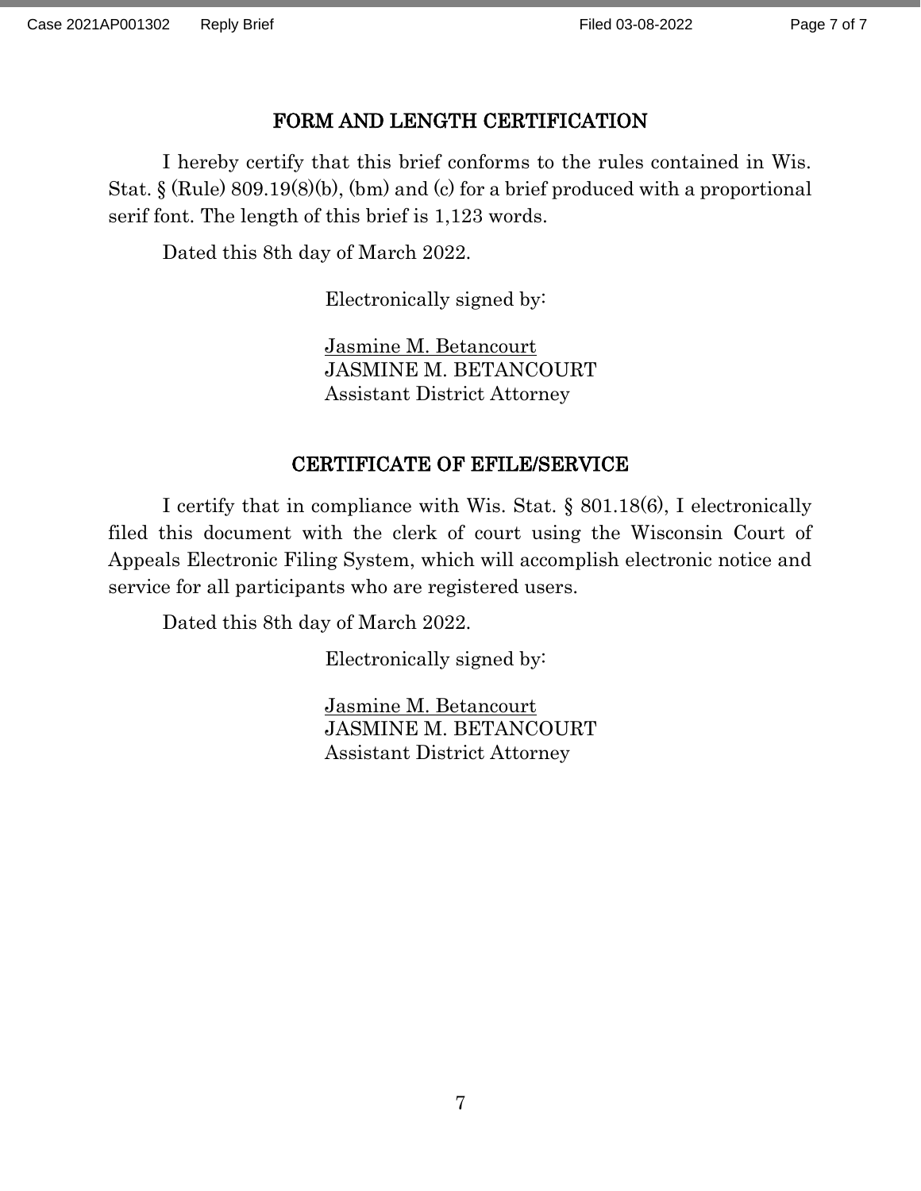## FORM AND LENGTH CERTIFICATION

I hereby certify that this brief conforms to the rules contained in Wis. Stat. § (Rule) 809.19(8)(b), (bm) and (c) for a brief produced with a proportional serif font. The length of this brief is 1,123 words.

Dated this 8th day of March 2022.

Electronically signed by:

<u>Jasmine M. Betancourt</u>
JASMINE M. BETANCOURT
Assistant District Attorney

## CERTIFICATE OF EFILE/SERVICE

I certify that in compliance with Wis. Stat. § 801.18(6), I electronically filed this document with the clerk of court using the Wisconsin Court of Appeals Electronic Filing System, which will accomplish electronic notice and service for all participants who are registered users.

Dated this 8th day of March 2022.

Electronically signed by:

<u>Jasmine M. Betancourt</u>
JASMINE M. BETANCOURT
Assistant District Attorney